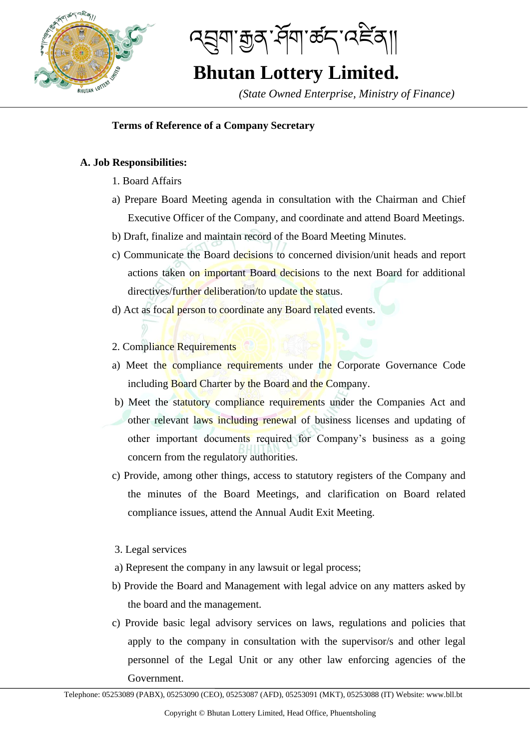# འབྲུག་རྒྱན་ཤོག་ཚད་འཛིན།།

# Bhutan Lottery Limited.

*(State Owned Enterprise, Ministry of Finance)*

**Terms of Reference of a Company Secretary**

**A. Job Responsibilities:**

1. Board Affairs

a) Prepare Board Meeting agenda in consultation with the Chairman and Chief Executive Officer of the Company, and coordinate and attend Board Meetings.

b) Draft, finalize and maintain record of the Board Meeting Minutes.

c) Communicate the Board decisions to concerned division/unit heads and report actions taken on important Board decisions to the next Board for additional directives/further deliberation/to update the status.

d) Act as focal person to coordinate any Board related events.

2. Compliance Requirements

a) Meet the compliance requirements under the Corporate Governance Code including Board Charter by the Board and the Company.

b) Meet the statutory compliance requirements under the Companies Act and other relevant laws including renewal of business licenses and updating of other important documents required for Company's business as a going concern from the regulatory authorities.

c) Provide, among other things, access to statutory registers of the Company and the minutes of the Board Meetings, and clarification on Board related compliance issues, attend the Annual Audit Exit Meeting.

3. Legal services

a) Represent the company in any lawsuit or legal process;

b) Provide the Board and Management with legal advice on any matters asked by the board and the management.

c) Provide basic legal advisory services on laws, regulations and policies that apply to the company in consultation with the supervisor/s and other legal personnel of the Legal Unit or any other law enforcing agencies of the Government.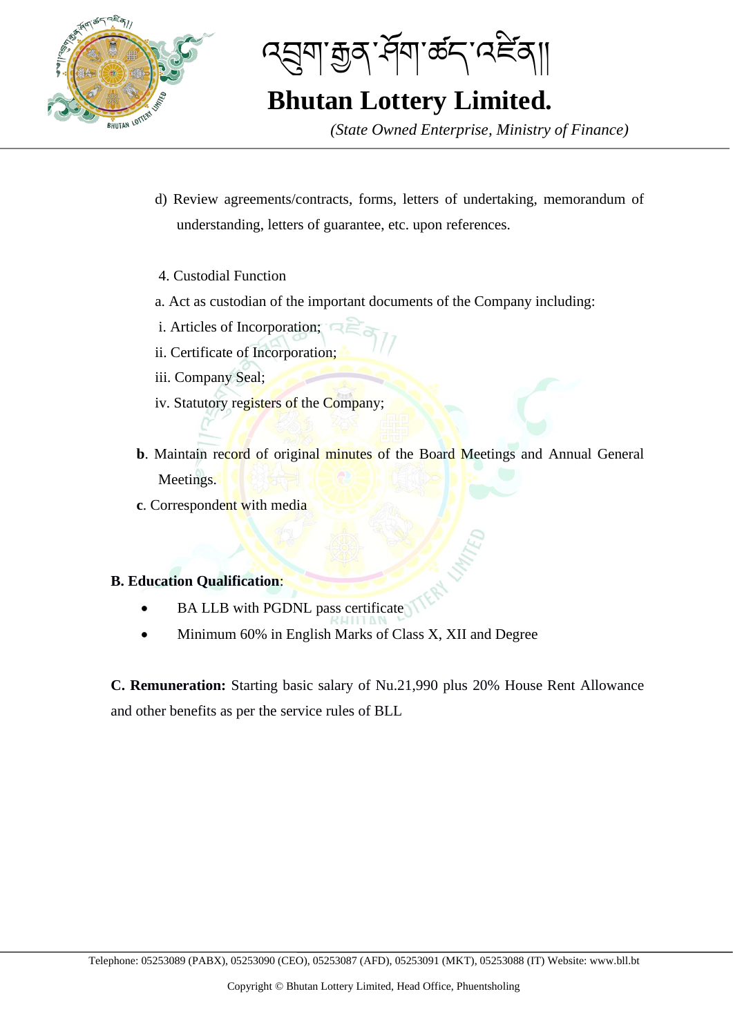d) Review agreements/contracts, forms, letters of undertaking, memorandum of understanding, letters of guarantee, etc. upon references.

4. Custodial Function

a. Act as custodian of the important documents of the Company including:

i. Articles of Incorporation;

ii. Certificate of Incorporation;

iii. Company Seal;

iv. Statutory registers of the Company;

**b**. Maintain record of original minutes of the Board Meetings and Annual General Meetings.

**c**. Correspondent with media

**B. Education Qualification**:

- BA LLB with PGDNL pass certificate
- Minimum 60% in English Marks of Class X, XII and Degree

**C. Remuneration:** Starting basic salary of Nu.21,990 plus 20% House Rent Allowance and other benefits as per the service rules of BLL